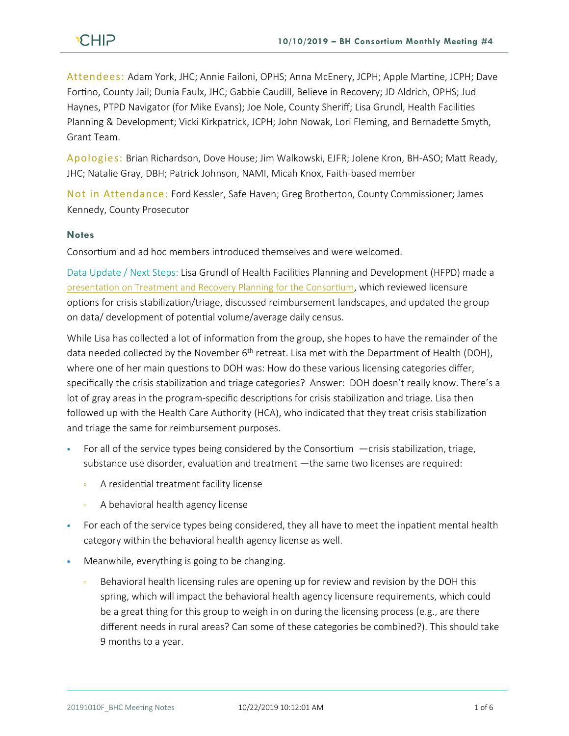**Attendees:** Adam York, JHC; Annie Failoni, OPHS; Anna McEnery, JCPH; Apple Martine, JCPH; Dave Fortino, County Jail; Dunia Faulx, JHC; Gabbie Caudill, Believe in Recovery; JD Aldrich, OPHS; Jud Haynes, PTPD Navigator (for Mike Evans); Joe Nole, County Sheriff; Lisa Grundl, Health Facilities Planning & Development; Vicki Kirkpatrick, JCPH; John Nowak, Lori Fleming, and Bernadette Smyth, Grant Team.

**Apologies:** Brian Richardson, Dove House; Jim Walkowski, EJFR; Jolene Kron, BH-ASO; Matt Ready, JHC; Natalie Gray, DBH; Patrick Johnson, NAMI, Micah Knox, Faith-based member

**Not in Attendance:** Ford Kessler, Safe Haven; Greg Brotherton, County Commissioner; James Kennedy, County Prosecutor

### Notes

Consortium and ad hoc members introduced themselves and were welcomed.

Data Update / Next Steps: Lisa Grundl of Health Facilities Planning and Development (HFPD) made a presentation on Treatment and Recovery Planning for the Consortium, which reviewed licensure options for crisis stabilization/triage, discussed reimbursement landscapes, and updated the group on data/ development of potential volume/average daily census.

While Lisa has collected a lot of information from the group, she hopes to have the remainder of the data needed collected by the November 6th retreat. Lisa met with the Department of Health (DOH), where one of her main questions to DOH was: How do these various licensing categories differ, specifically the crisis stabilization and triage categories? Answer: DOH doesn't really know. There's a lot of gray areas in the program-specific descriptions for crisis stabilization and triage. Lisa then followed up with the Health Care Authority (HCA), who indicated that they treat crisis stabilization and triage the same for reimbursement purposes.

- For all of the service types being considered by the Consortium —crisis stabilization, triage, substance use disorder, evaluation and treatment —the same two licenses are required:
  - A residential treatment facility license
  - A behavioral health agency license
- For each of the service types being considered, they all have to meet the inpatient mental health category within the behavioral health agency license as well.
- Meanwhile, everything is going to be changing.
  - Behavioral health licensing rules are opening up for review and revision by the DOH this spring, which will impact the behavioral health agency licensure requirements, which could be a great thing for this group to weigh in on during the licensing process (e.g., are there different needs in rural areas? Can some of these categories be combined?). This should take 9 months to a year.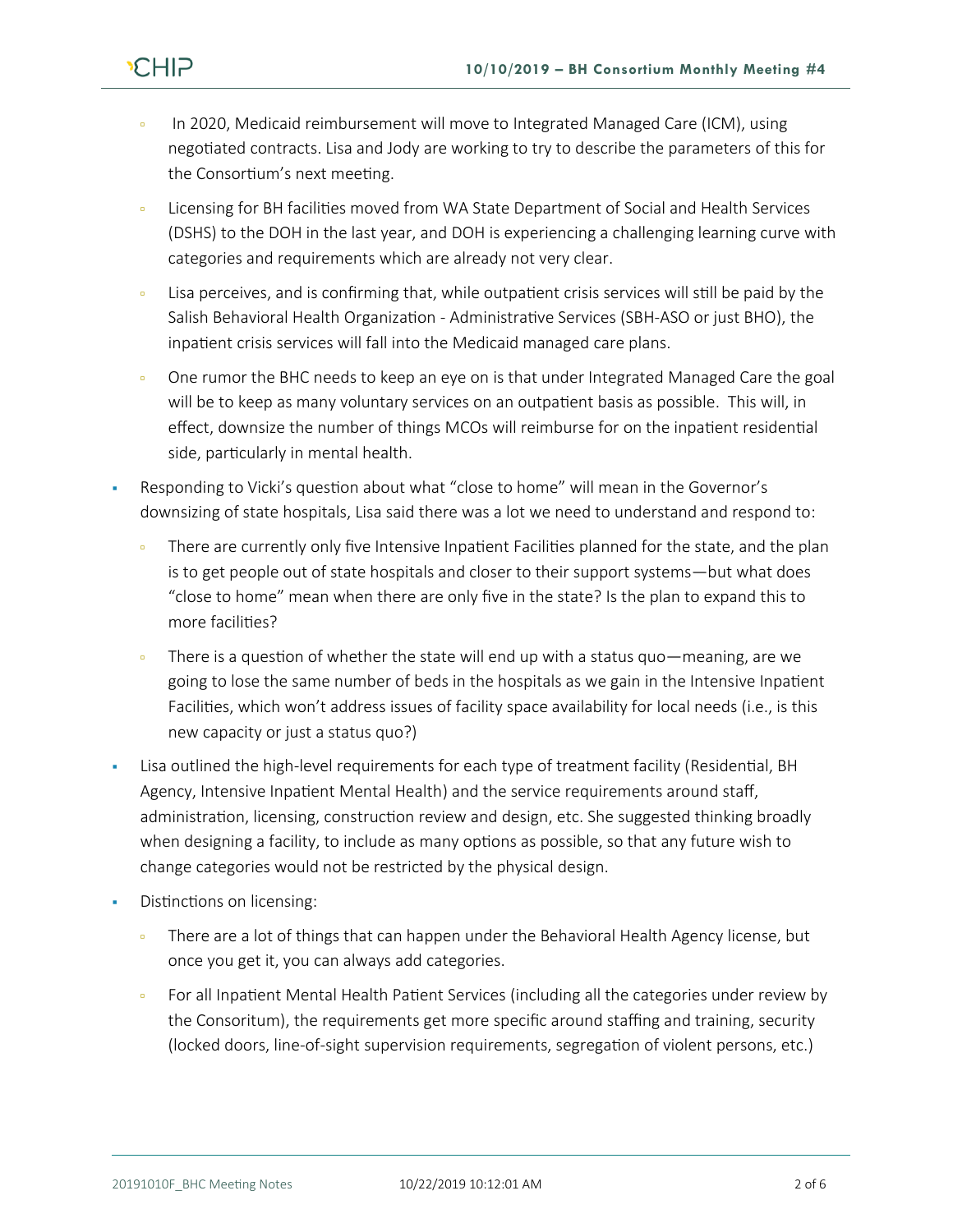- In 2020, Medicaid reimbursement will move to Integrated Managed Care (ICM), using negotiated contracts. Lisa and Jody are working to try to describe the parameters of this for the Consortium's next meeting.
  - Licensing for BH facilities moved from WA State Department of Social and Health Services (DSHS) to the DOH in the last year, and DOH is experiencing a challenging learning curve with categories and requirements which are already not very clear.
  - Lisa perceives, and is confirming that, while outpatient crisis services will still be paid by the Salish Behavioral Health Organization - Administrative Services (SBH-ASO or just BHO), the inpatient crisis services will fall into the Medicaid managed care plans.
  - One rumor the BHC needs to keep an eye on is that under Integrated Managed Care the goal will be to keep as many voluntary services on an outpatient basis as possible. This will, in effect, downsize the number of things MCOs will reimburse for on the inpatient residential side, particularly in mental health.
- Responding to Vicki's question about what "close to home" will mean in the Governor's downsizing of state hospitals, Lisa said there was a lot we need to understand and respond to:
  - There are currently only five Intensive Inpatient Facilities planned for the state, and the plan is to get people out of state hospitals and closer to their support systems—but what does "close to home" mean when there are only five in the state? Is the plan to expand this to more facilities?
  - There is a question of whether the state will end up with a status quo—meaning, are we going to lose the same number of beds in the hospitals as we gain in the Intensive Inpatient Facilities, which won't address issues of facility space availability for local needs (i.e., is this new capacity or just a status quo?)
- Lisa outlined the high-level requirements for each type of treatment facility (Residential, BH Agency, Intensive Inpatient Mental Health) and the service requirements around staff, administration, licensing, construction review and design, etc. She suggested thinking broadly when designing a facility, to include as many options as possible, so that any future wish to change categories would not be restricted by the physical design.
- Distinctions on licensing:
  - There are a lot of things that can happen under the Behavioral Health Agency license, but once you get it, you can always add categories.
  - For all Inpatient Mental Health Patient Services (including all the categories under review by the Consoritum), the requirements get more specific around staffing and training, security (locked doors, line-of-sight supervision requirements, segregation of violent persons, etc.)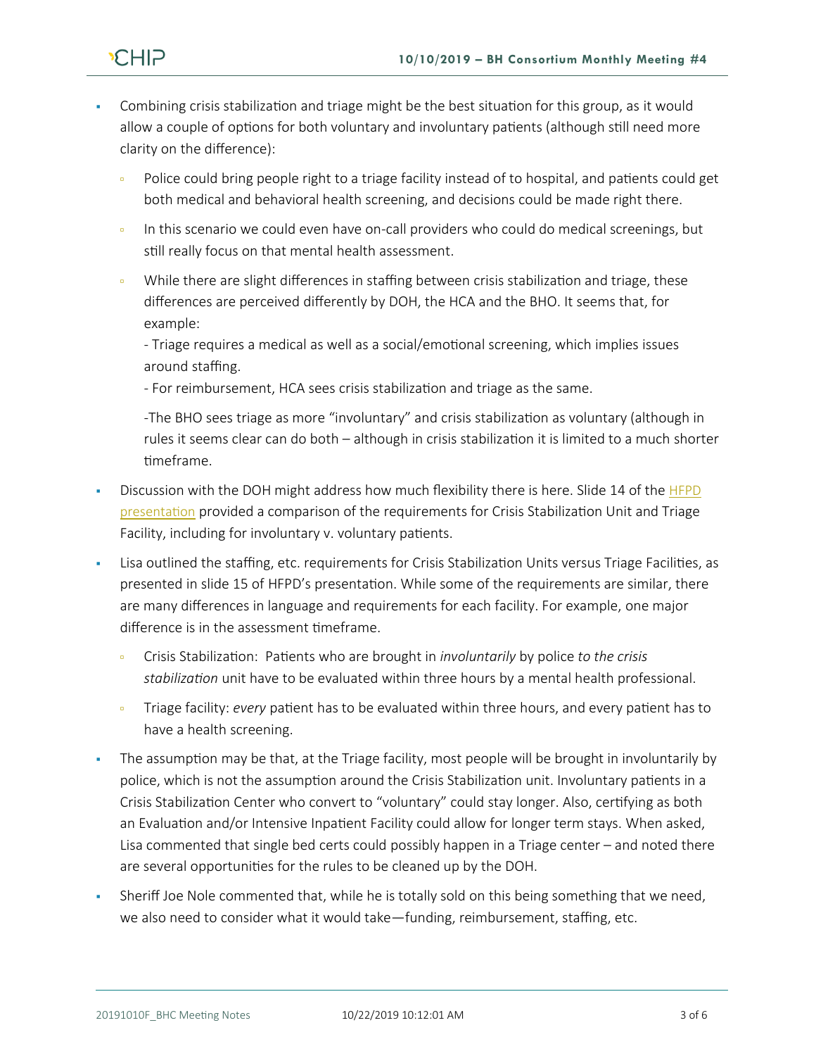- Combining crisis stabilization and triage might be the best situation for this group, as it would allow a couple of options for both voluntary and involuntary patients (although still need more clarity on the difference):
  - Police could bring people right to a triage facility instead of to hospital, and patients could get both medical and behavioral health screening, and decisions could be made right there.
  - In this scenario we could even have on-call providers who could do medical screenings, but still really focus on that mental health assessment.
  - While there are slight differences in staffing between crisis stabilization and triage, these differences are perceived differently by DOH, the HCA and the BHO. It seems that, for example:

    - Triage requires a medical as well as a social/emotional screening, which implies issues around staffing.

    - For reimbursement, HCA sees crisis stabilization and triage as the same.

    -The BHO sees triage as more "involuntary" and crisis stabilization as voluntary (although in rules it seems clear can do both – although in crisis stabilization it is limited to a much shorter timeframe.
- Discussion with the DOH might address how much flexibility there is here. Slide 14 of the [HFPD presentation](HFPD presentation) provided a comparison of the requirements for Crisis Stabilization Unit and Triage Facility, including for involuntary v. voluntary patients.
- Lisa outlined the staffing, etc. requirements for Crisis Stabilization Units versus Triage Facilities, as presented in slide 15 of HFPD's presentation. While some of the requirements are similar, there are many differences in language and requirements for each facility. For example, one major difference is in the assessment timeframe.
  - Crisis Stabilization: Patients who are brought in *involuntarily* by police *to the crisis stabilization* unit have to be evaluated within three hours by a mental health professional.
  - Triage facility: *every* patient has to be evaluated within three hours, and every patient has to have a health screening.
- The assumption may be that, at the Triage facility, most people will be brought in involuntarily by police, which is not the assumption around the Crisis Stabilization unit. Involuntary patients in a Crisis Stabilization Center who convert to "voluntary" could stay longer. Also, certifying as both an Evaluation and/or Intensive Inpatient Facility could allow for longer term stays. When asked, Lisa commented that single bed certs could possibly happen in a Triage center – and noted there are several opportunities for the rules to be cleaned up by the DOH.
- Sheriff Joe Nole commented that, while he is totally sold on this being something that we need, we also need to consider what it would take—funding, reimbursement, staffing, etc.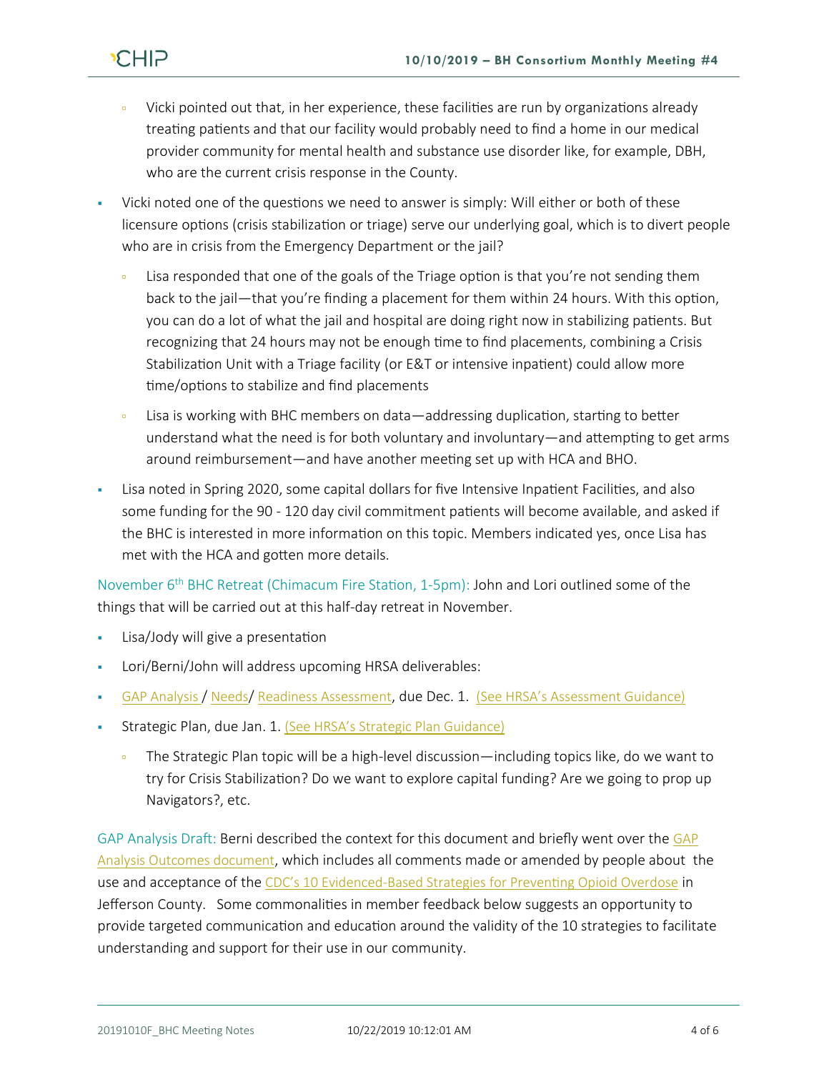- Vicki pointed out that, in her experience, these facilities are run by organizations already treating patients and that our facility would probably need to find a home in our medical provider community for mental health and substance use disorder like, for example, DBH, who are the current crisis response in the County.

- Vicki noted one of the questions we need to answer is simply: Will either or both of these licensure options (crisis stabilization or triage) serve our underlying goal, which is to divert people who are in crisis from the Emergency Department or the jail?
  - Lisa responded that one of the goals of the Triage option is that you're not sending them back to the jail—that you're finding a placement for them within 24 hours. With this option, you can do a lot of what the jail and hospital are doing right now in stabilizing patients. But recognizing that 24 hours may not be enough time to find placements, combining a Crisis Stabilization Unit with a Triage facility (or E&T or intensive inpatient) could allow more time/options to stabilize and find placements
  - Lisa is working with BHC members on data—addressing duplication, starting to better understand what the need is for both voluntary and involuntary—and attempting to get arms around reimbursement—and have another meeting set up with HCA and BHO.

- Lisa noted in Spring 2020, some capital dollars for five Intensive Inpatient Facilities, and also some funding for the 90 - 120 day civil commitment patients will become available, and asked if the BHC is interested in more information on this topic. Members indicated yes, once Lisa has met with the HCA and gotten more details.

November 6th BHC Retreat (Chimacum Fire Station, 1-5pm): John and Lori outlined some of the things that will be carried out at this half-day retreat in November.

- Lisa/Jody will give a presentation
- Lori/Berni/John will address upcoming HRSA deliverables:
- GAP Analysis / Needs/ Readiness Assessment, due Dec. 1. (See HRSA's Assessment Guidance)
- Strategic Plan, due Jan. 1. (See HRSA's Strategic Plan Guidance)
  - The Strategic Plan topic will be a high-level discussion—including topics like, do we want to try for Crisis Stabilization? Do we want to explore capital funding? Are we going to prop up Navigators?, etc.

GAP Analysis Draft: Berni described the context for this document and briefly went over the GAP Analysis Outcomes document, which includes all comments made or amended by people about the use and acceptance of the CDC's 10 Evidenced-Based Strategies for Preventing Opioid Overdose in Jefferson County. Some commonalities in member feedback below suggests an opportunity to provide targeted communication and education around the validity of the 10 strategies to facilitate understanding and support for their use in our community.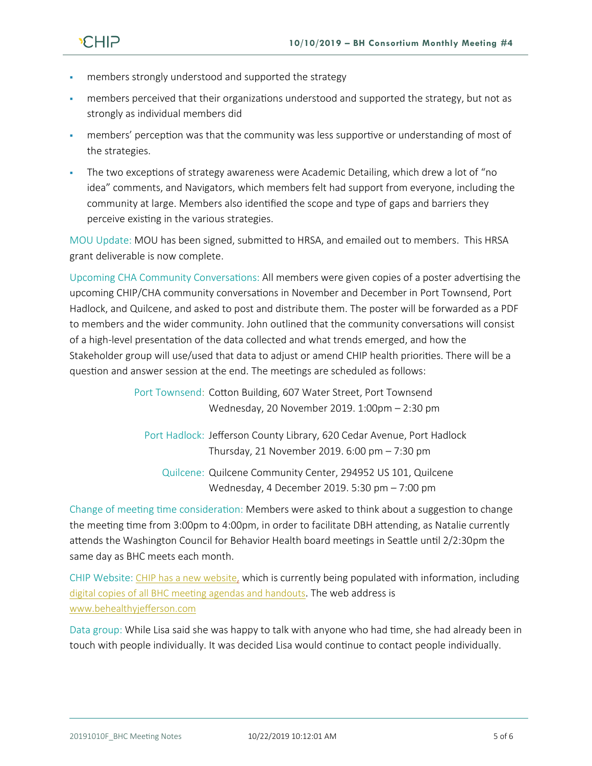- members strongly understood and supported the strategy
- members perceived that their organizations understood and supported the strategy, but not as strongly as individual members did
- members' perception was that the community was less supportive or understanding of most of the strategies.
- The two exceptions of strategy awareness were Academic Detailing, which drew a lot of "no idea" comments, and Navigators, which members felt had support from everyone, including the community at large. Members also identified the scope and type of gaps and barriers they perceive existing in the various strategies.

MOU Update: MOU has been signed, submitted to HRSA, and emailed out to members. This HRSA grant deliverable is now complete.

Upcoming CHA Community Conversations: All members were given copies of a poster advertising the upcoming CHIP/CHA community conversations in November and December in Port Townsend, Port Hadlock, and Quilcene, and asked to post and distribute them. The poster will be forwarded as a PDF to members and the wider community. John outlined that the community conversations will consist of a high-level presentation of the data collected and what trends emerged, and how the Stakeholder group will use/used that data to adjust or amend CHIP health priorities. There will be a question and answer session at the end. The meetings are scheduled as follows:

| | |
|---|---|
| Port Townsend: | Cotton Building, 607 Water Street, Port Townsend<br>Wednesday, 20 November 2019. 1:00pm – 2:30 pm |
| Port Hadlock: | Jefferson County Library, 620 Cedar Avenue, Port Hadlock<br>Thursday, 21 November 2019. 6:00 pm – 7:30 pm |
| Quilcene: | Quilcene Community Center, 294952 US 101, Quilcene<br>Wednesday, 4 December 2019. 5:30 pm – 7:00 pm |

Change of meeting time consideration: Members were asked to think about a suggestion to change the meeting time from 3:00pm to 4:00pm, in order to facilitate DBH attending, as Natalie currently attends the Washington Council for Behavior Health board meetings in Seattle until 2/2:30pm the same day as BHC meets each month.

CHIP Website: CHIP has a new website, which is currently being populated with information, including digital copies of all BHC meeting agendas and handouts. The web address is www.behealthyjefferson.com

Data group: While Lisa said she was happy to talk with anyone who had time, she had already been in touch with people individually. It was decided Lisa would continue to contact people individually.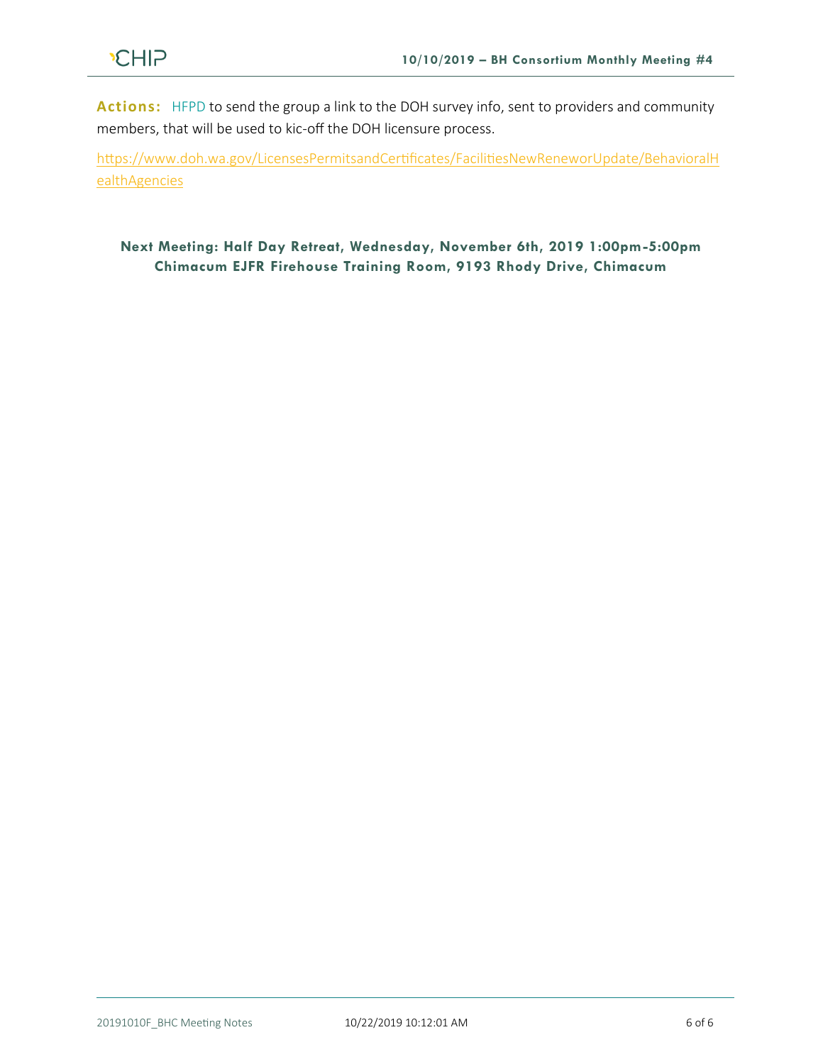**Actions:** HFPD to send the group a link to the DOH survey info, sent to providers and community members, that will be used to kic-off the DOH licensure process.

https://www.doh.wa.gov/LicensesPermitsandCertificates/FacilitiesNewReneworUpdate/BehavioralHealthAgencies

**Next Meeting: Half Day Retreat, Wednesday, November 6th, 2019 1:00pm-5:00pm**
**Chimacum EJFR Firehouse Training Room, 9193 Rhody Drive, Chimacum**